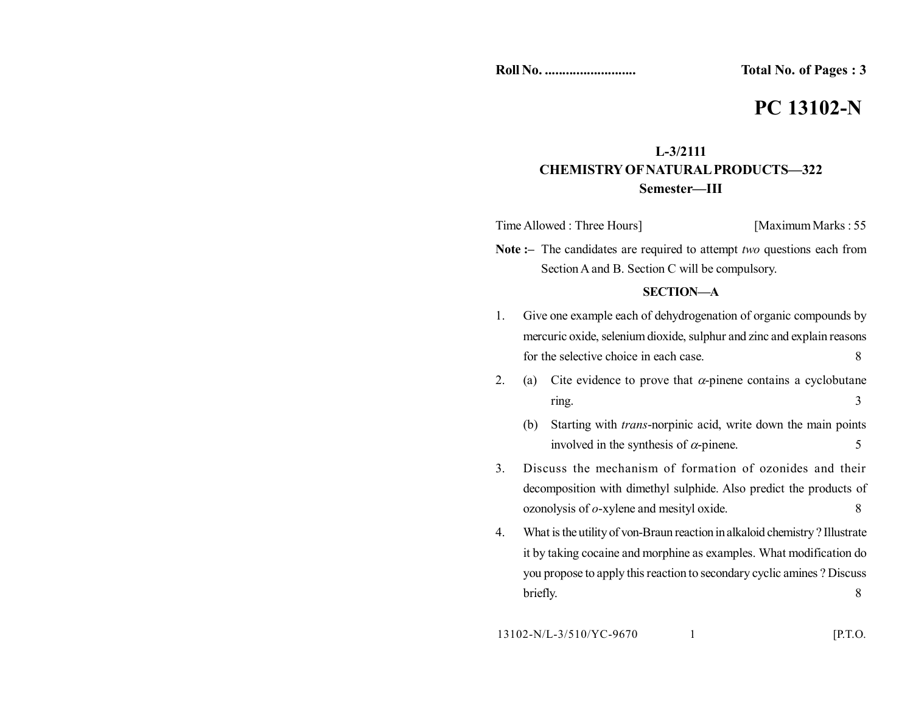**Roll No. .........................** **Total No. of Pages : 3**

# PC 13102-N

**L-3/2111**

**CHEMISTRY OF NATURAL PRODUCTS—322**

**Semester—III**

Time Allowed : Three Hours] [Maximum Marks : 55

**Note :–** The candidates are required to attempt *two* questions each from Section A and B. Section C will be compulsory.

## SECTION—A

1. Give one example each of dehydrogenation of organic compounds by mercuric oxide, selenium dioxide, sulphur and zinc and explain reasons for the selective choice in each case. 8

2. (a) Cite evidence to prove that $\alpha$-pinene contains a cyclobutane ring. 3

   (b) Starting with *trans*-norpinic acid, write down the main points involved in the synthesis of $\alpha$-pinene. 5

3. Discuss the mechanism of formation of ozonides and their decomposition with dimethyl sulphide. Also predict the products of ozonolysis of *o*-xylene and mesityl oxide. 8

4. What is the utility of von-Braun reaction in alkaloid chemistry ? Illustrate it by taking cocaine and morphine as examples. What modification do you propose to apply this reaction to secondary cyclic amines ? Discuss briefly. 8

13102-N/L-3/510/YC-9670 [P.T.O.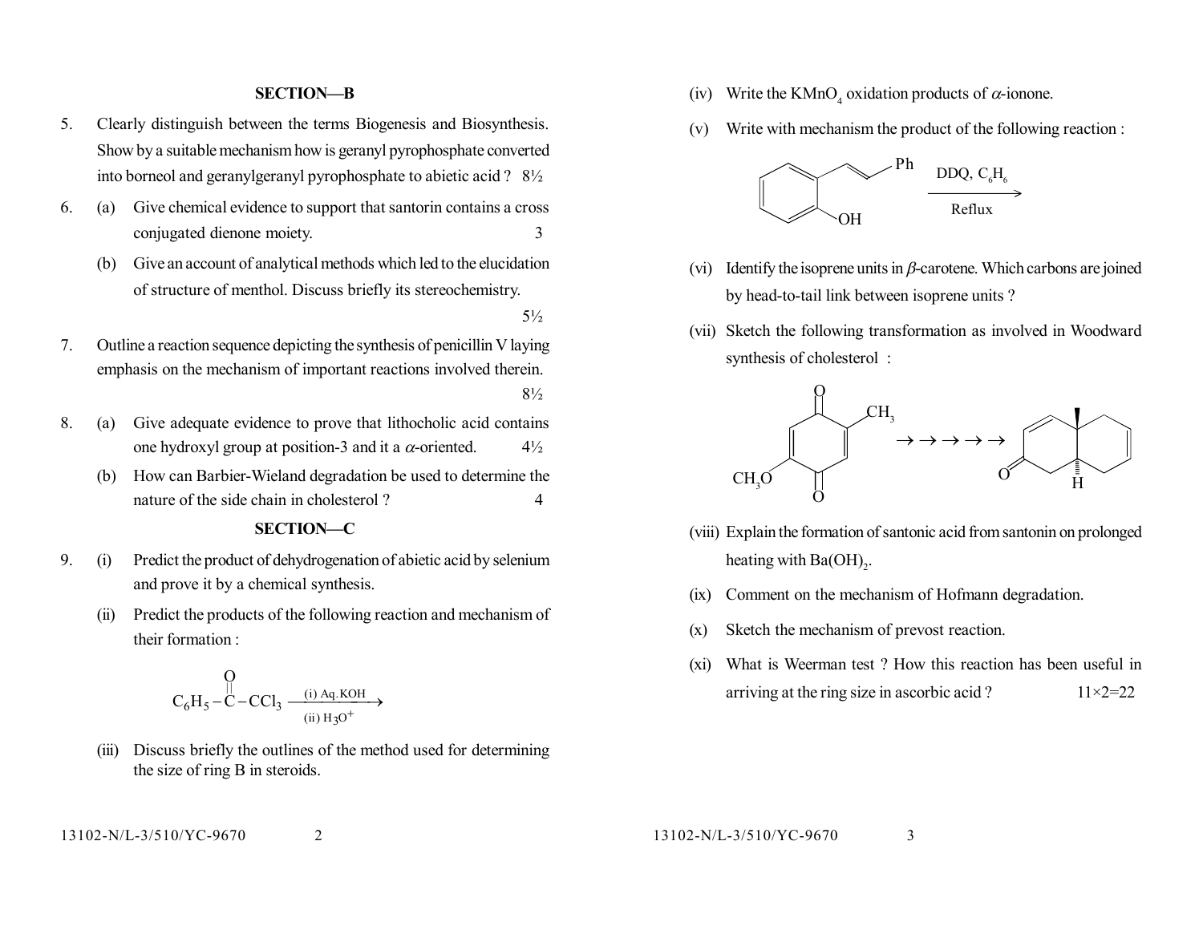## SECTION—B

5. Clearly distinguish between the terms Biogenesis and Biosynthesis. Show by a suitable mechanism how is geranyl pyrophosphate converted into borneol and geranylgeranyl pyrophosphate to abietic acid ? 8½

6. (a) Give chemical evidence to support that santorin contains a cross conjugated dienone moiety. 3

   (b) Give an account of analytical methods which led to the elucidation of structure of menthol. Discuss briefly its stereochemistry. 5½

7. Outline a reaction sequence depicting the synthesis of penicillin V laying emphasis on the mechanism of important reactions involved therein. 8½

8. (a) Give adequate evidence to prove that lithocholic acid contains one hydroxyl group at position-3 and it a $\alpha$-oriented. 4½

   (b) How can Barbier-Wieland degradation be used to determine the nature of the side chain in cholesterol ? 4

## SECTION—C

9. (i) Predict the product of dehydrogenation of abietic acid by selenium and prove it by a chemical synthesis.

   (ii) Predict the products of the following reaction and mechanism of their formation :

$$C_6H_5-\overset{O}{\overset{\|}{C}}-CCl_3 \xrightarrow[\text{(ii) } H_3O^+]{\text{(i) Aq.KOH}}$$

   (iii) Discuss briefly the outlines of the method used for determining the size of ring B in steroids.

   (iv) Write the $KMnO_4$ oxidation products of $\alpha$-ionone.

   (v) Write with mechanism the product of the following reaction :

   (2-hydroxystilbene: benzene ring bearing OH and CH=CH–Ph) $\xrightarrow[\text{Reflux}]{DDQ,\ C_6H_6}$

   (vi) Identify the isoprene units in $\beta$-carotene. Which carbons are joined by head-to-tail link between isoprene units ?

   (vii) Sketch the following transformation as involved in Woodward synthesis of cholesterol :

   (2-methyl-5-methoxy-1,4-benzoquinone, $CH_3O$, $CH_3$) $\rightarrow\rightarrow\rightarrow\rightarrow\rightarrow$ (bicyclic enone with angular methyl and H)

   (viii) Explain the formation of santonic acid from santonin on prolonged heating with $Ba(OH)_2$.

   (ix) Comment on the mechanism of Hofmann degradation.

   (x) Sketch the mechanism of prevost reaction.

   (xi) What is Weerman test ? How this reaction has been useful in arriving at the ring size in ascorbic acid ? 11×2=22